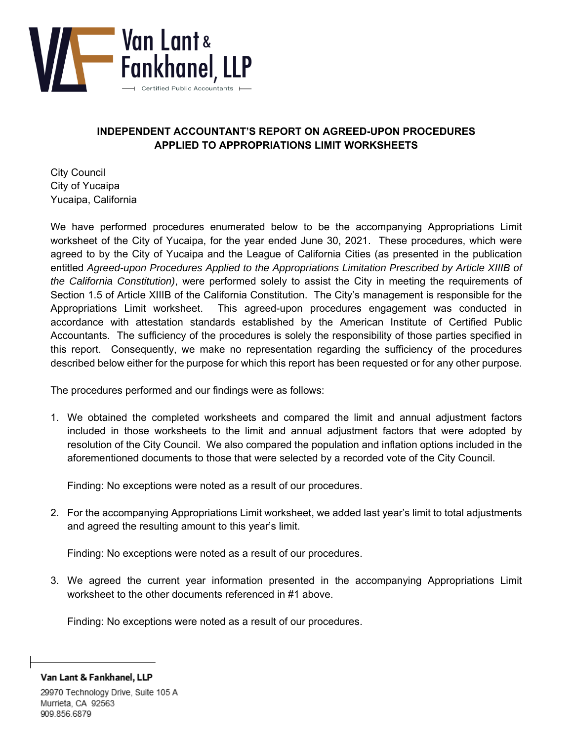**Van Lant & Fankhanel, LLP**
Certified Public Accountants

## INDEPENDENT ACCOUNTANT'S REPORT ON AGREED-UPON PROCEDURES APPLIED TO APPROPRIATIONS LIMIT WORKSHEETS

City Council
City of Yucaipa
Yucaipa, California

We have performed procedures enumerated below to be the accompanying Appropriations Limit worksheet of the City of Yucaipa, for the year ended June 30, 2021. These procedures, which were agreed to by the City of Yucaipa and the League of California Cities (as presented in the publication entitled *Agreed-upon Procedures Applied to the Appropriations Limitation Prescribed by Article XIIIB of the California Constitution)*, were performed solely to assist the City in meeting the requirements of Section 1.5 of Article XIIIB of the California Constitution. The City's management is responsible for the Appropriations Limit worksheet. This agreed-upon procedures engagement was conducted in accordance with attestation standards established by the American Institute of Certified Public Accountants. The sufficiency of the procedures is solely the responsibility of those parties specified in this report. Consequently, we make no representation regarding the sufficiency of the procedures described below either for the purpose for which this report has been requested or for any other purpose.

The procedures performed and our findings were as follows:

1. We obtained the completed worksheets and compared the limit and annual adjustment factors included in those worksheets to the limit and annual adjustment factors that were adopted by resolution of the City Council. We also compared the population and inflation options included in the aforementioned documents to those that were selected by a recorded vote of the City Council.

   Finding: No exceptions were noted as a result of our procedures.

2. For the accompanying Appropriations Limit worksheet, we added last year's limit to total adjustments and agreed the resulting amount to this year's limit.

   Finding: No exceptions were noted as a result of our procedures.

3. We agreed the current year information presented in the accompanying Appropriations Limit worksheet to the other documents referenced in #1 above.

   Finding: No exceptions were noted as a result of our procedures.

**Van Lant & Fankhanel, LLP**
29970 Technology Drive, Suite 105 A
Murrieta, CA 92563
909.856.6879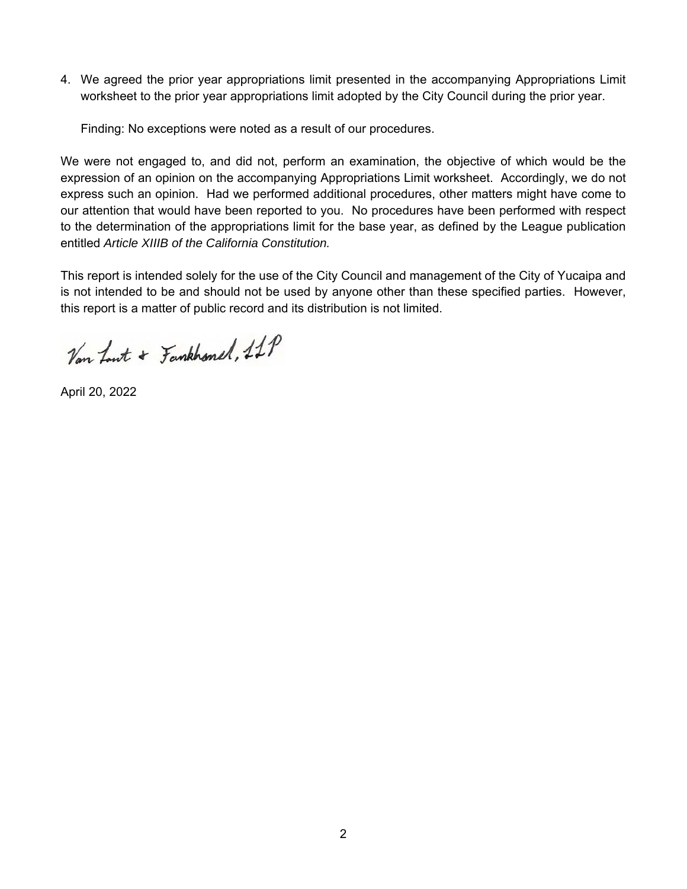4. We agreed the prior year appropriations limit presented in the accompanying Appropriations Limit worksheet to the prior year appropriations limit adopted by the City Council during the prior year.

   Finding: No exceptions were noted as a result of our procedures.

We were not engaged to, and did not, perform an examination, the objective of which would be the expression of an opinion on the accompanying Appropriations Limit worksheet. Accordingly, we do not express such an opinion. Had we performed additional procedures, other matters might have come to our attention that would have been reported to you. No procedures have been performed with respect to the determination of the appropriations limit for the base year, as defined by the League publication entitled *Article XIIIB of the California Constitution.*

This report is intended solely for the use of the City Council and management of the City of Yucaipa and is not intended to be and should not be used by anyone other than these specified parties. However, this report is a matter of public record and its distribution is not limited.

Van Lant & Fankhanel, LLP

April 20, 2022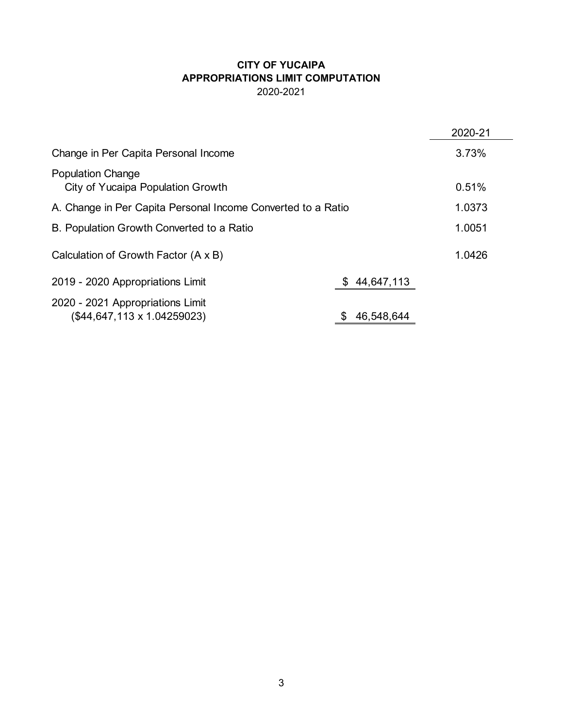**CITY OF YUCAIPA**
**APPROPRIATIONS LIMIT COMPUTATION**
2020-2021

| | | 2020-21 |
|---|---|---|
| Change in Per Capita Personal Income | | 3.73% |
| Population Change<br>City of Yucaipa Population Growth | | 0.51% |
| A. Change in Per Capita Personal Income Converted to a Ratio | | 1.0373 |
| B. Population Growth Converted to a Ratio | | 1.0051 |
| Calculation of Growth Factor (A x B) | | 1.0426 |
| 2019 - 2020 Appropriations Limit | $ 44,647,113 | |
| 2020 - 2021 Appropriations Limit<br>($44,647,113 x 1.04259023) | $ 46,548,644 | |